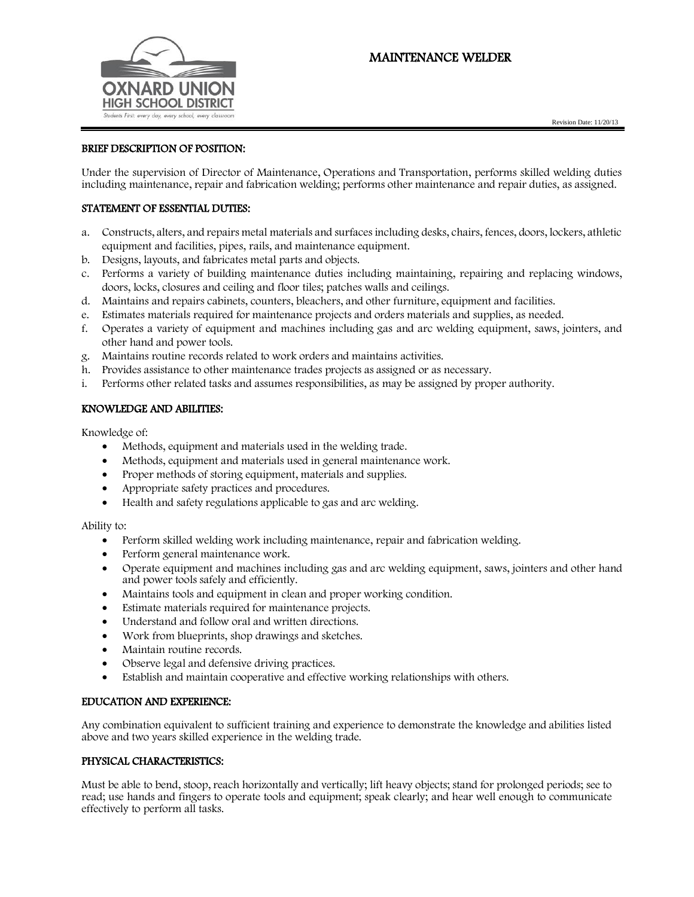**OXNARD UNION HIGH SCHOOL DISTRICT**
Students First: every day, every school, every classroom

# MAINTENANCE WELDER

Revision Date: 11/20/13

## BRIEF DESCRIPTION OF POSITION:

Under the supervision of Director of Maintenance, Operations and Transportation, performs skilled welding duties including maintenance, repair and fabrication welding; performs other maintenance and repair duties, as assigned.

## STATEMENT OF ESSENTIAL DUTIES:

a. Constructs, alters, and repairs metal materials and surfaces including desks, chairs, fences, doors, lockers, athletic equipment and facilities, pipes, rails, and maintenance equipment.
b. Designs, layouts, and fabricates metal parts and objects.
c. Performs a variety of building maintenance duties including maintaining, repairing and replacing windows, doors, locks, closures and ceiling and floor tiles; patches walls and ceilings.
d. Maintains and repairs cabinets, counters, bleachers, and other furniture, equipment and facilities.
e. Estimates materials required for maintenance projects and orders materials and supplies, as needed.
f. Operates a variety of equipment and machines including gas and arc welding equipment, saws, jointers, and other hand and power tools.
g. Maintains routine records related to work orders and maintains activities.
h. Provides assistance to other maintenance trades projects as assigned or as necessary.
i. Performs other related tasks and assumes responsibilities, as may be assigned by proper authority.

## KNOWLEDGE AND ABILITIES:

Knowledge of:

- Methods, equipment and materials used in the welding trade.
- Methods, equipment and materials used in general maintenance work.
- Proper methods of storing equipment, materials and supplies.
- Appropriate safety practices and procedures.
- Health and safety regulations applicable to gas and arc welding.

Ability to:

- Perform skilled welding work including maintenance, repair and fabrication welding.
- Perform general maintenance work.
- Operate equipment and machines including gas and arc welding equipment, saws, jointers and other hand and power tools safely and efficiently.
- Maintains tools and equipment in clean and proper working condition.
- Estimate materials required for maintenance projects.
- Understand and follow oral and written directions.
- Work from blueprints, shop drawings and sketches.
- Maintain routine records.
- Observe legal and defensive driving practices.
- Establish and maintain cooperative and effective working relationships with others.

## EDUCATION AND EXPERIENCE:

Any combination equivalent to sufficient training and experience to demonstrate the knowledge and abilities listed above and two years skilled experience in the welding trade.

## PHYSICAL CHARACTERISTICS:

Must be able to bend, stoop, reach horizontally and vertically; lift heavy objects; stand for prolonged periods; see to read; use hands and fingers to operate tools and equipment; speak clearly; and hear well enough to communicate effectively to perform all tasks.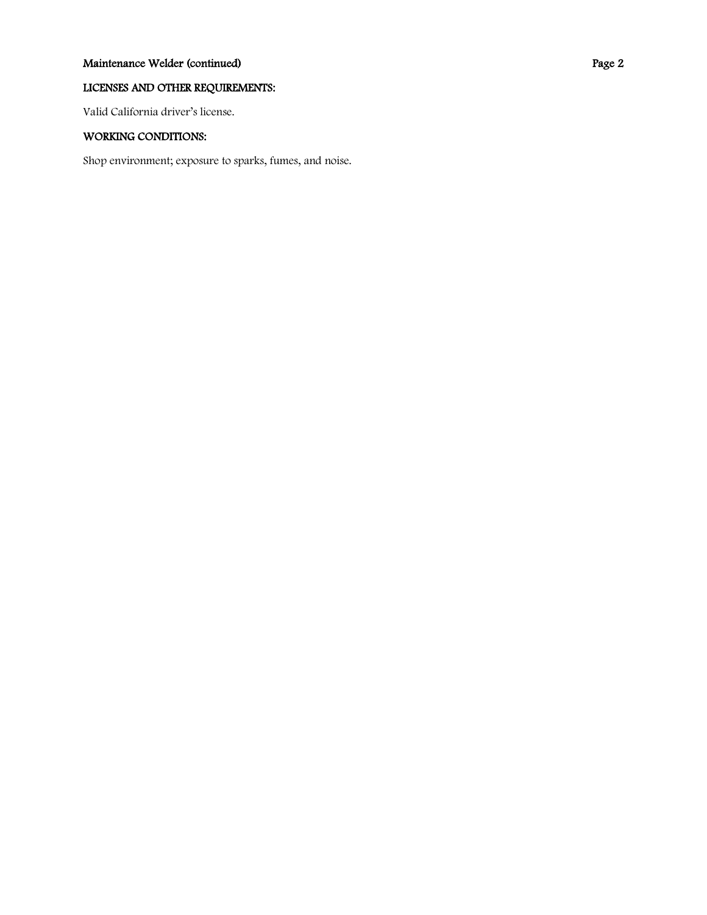## LICENSES AND OTHER REQUIREMENTS:

Valid California driver's license.

## WORKING CONDITIONS:

Shop environment; exposure to sparks, fumes, and noise.